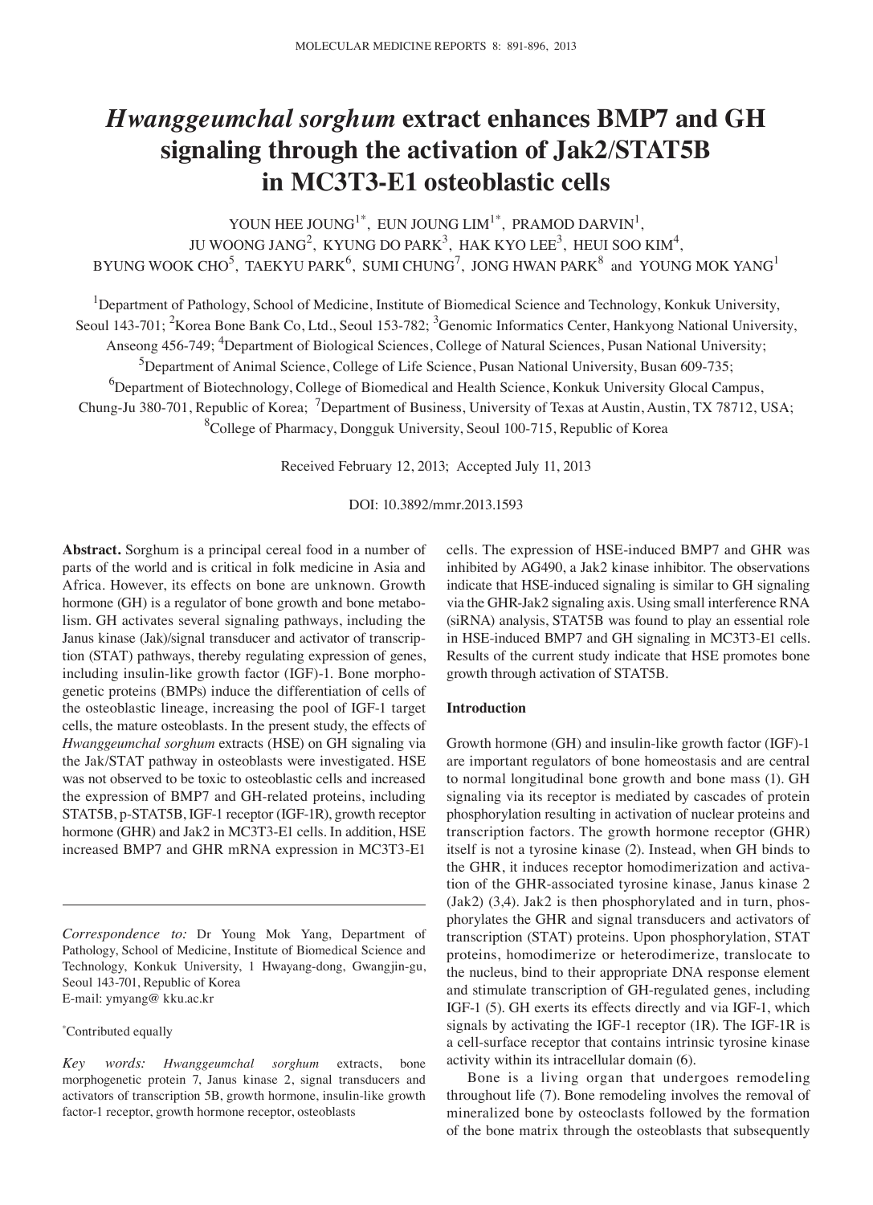# *Hwanggeumchal sorghum* extract enhances BMP7 and GH signaling through the activation of Jak2/STAT5B in MC3T3-E1 osteoblastic cells

YOUN HEE JOUNG[1*], EUN JOUNG LIM[1*], PRAMOD DARVIN[1], JU WOONG JANG[2], KYUNG DO PARK[3], HAK KYO LEE[3], HEUI SOO KIM[4], BYUNG WOOK CHO[5], TAEKYU PARK[6], SUMI CHUNG[7], JONG HWAN PARK[8] and YOUNG MOK YANG[1]

[1]Department of Pathology, School of Medicine, Institute of Biomedical Science and Technology, Konkuk University, Seoul 143-701; [2]Korea Bone Bank Co, Ltd., Seoul 153-782; [3]Genomic Informatics Center, Hankyong National University, Anseong 456-749; [4]Department of Biological Sciences, College of Natural Sciences, Pusan National University; [5]Department of Animal Science, College of Life Science, Pusan National University, Busan 609-735; [6]Department of Biotechnology, College of Biomedical and Health Science, Konkuk University Glocal Campus, Chung-Ju 380-701, Republic of Korea; [7]Department of Business, University of Texas at Austin, Austin, TX 78712, USA; [8]College of Pharmacy, Dongguk University, Seoul 100-715, Republic of Korea

Received February 12, 2013; Accepted July 11, 2013

DOI: 10.3892/mmr.2013.1593

**Abstract.** Sorghum is a principal cereal food in a number of parts of the world and is critical in folk medicine in Asia and Africa. However, its effects on bone are unknown. Growth hormone (GH) is a regulator of bone growth and bone metabolism. GH activates several signaling pathways, including the Janus kinase (Jak)/signal transducer and activator of transcription (STAT) pathways, thereby regulating expression of genes, including insulin-like growth factor (IGF)-1. Bone morphogenetic proteins (BMPs) induce the differentiation of cells of the osteoblastic lineage, increasing the pool of IGF-1 target cells, the mature osteoblasts. In the present study, the effects of *Hwanggeumchal sorghum* extracts (HSE) on GH signaling via the Jak/STAT pathway in osteoblasts were investigated. HSE was not observed to be toxic to osteoblastic cells and increased the expression of BMP7 and GH-related proteins, including STAT5B, p-STAT5B, IGF-1 receptor (IGF-1R), growth receptor hormone (GHR) and Jak2 in MC3T3-E1 cells. In addition, HSE increased BMP7 and GHR mRNA expression in MC3T3-E1 cells. The expression of HSE-induced BMP7 and GHR was inhibited by AG490, a Jak2 kinase inhibitor. The observations indicate that HSE-induced signaling is similar to GH signaling via the GHR-Jak2 signaling axis. Using small interference RNA (siRNA) analysis, STAT5B was found to play an essential role in HSE-induced BMP7 and GH signaling in MC3T3-E1 cells. Results of the current study indicate that HSE promotes bone growth through activation of STAT5B.

*Correspondence to:* Dr Young Mok Yang, Department of Pathology, School of Medicine, Institute of Biomedical Science and Technology, Konkuk University, 1 Hwayang-dong, Gwangjin-gu, Seoul 143-701, Republic of Korea
E-mail: ymyang@ kku.ac.kr

[*]Contributed equally

*Key words:* *Hwanggeumchal sorghum* extracts, bone morphogenetic protein 7, Janus kinase 2, signal transducers and activators of transcription 5B, growth hormone, insulin-like growth factor-1 receptor, growth hormone receptor, osteoblasts

## Introduction

Growth hormone (GH) and insulin-like growth factor (IGF)-1 are important regulators of bone homeostasis and are central to normal longitudinal bone growth and bone mass (1). GH signaling via its receptor is mediated by cascades of protein phosphorylation resulting in activation of nuclear proteins and transcription factors. The growth hormone receptor (GHR) itself is not a tyrosine kinase (2). Instead, when GH binds to the GHR, it induces receptor homodimerization and activation of the GHR-associated tyrosine kinase, Janus kinase 2 (Jak2) (3,4). Jak2 is then phosphorylated and in turn, phosphorylates the GHR and signal transducers and activators of transcription (STAT) proteins. Upon phosphorylation, STAT proteins, homodimerize or heterodimerize, translocate to the nucleus, bind to their appropriate DNA response element and stimulate transcription of GH-regulated genes, including IGF-1 (5). GH exerts its effects directly and via IGF-1, which signals by activating the IGF-1 receptor (1R). The IGF-1R is a cell-surface receptor that contains intrinsic tyrosine kinase activity within its intracellular domain (6).

Bone is a living organ that undergoes remodeling throughout life (7). Bone remodeling involves the removal of mineralized bone by osteoclasts followed by the formation of the bone matrix through the osteoblasts that subsequently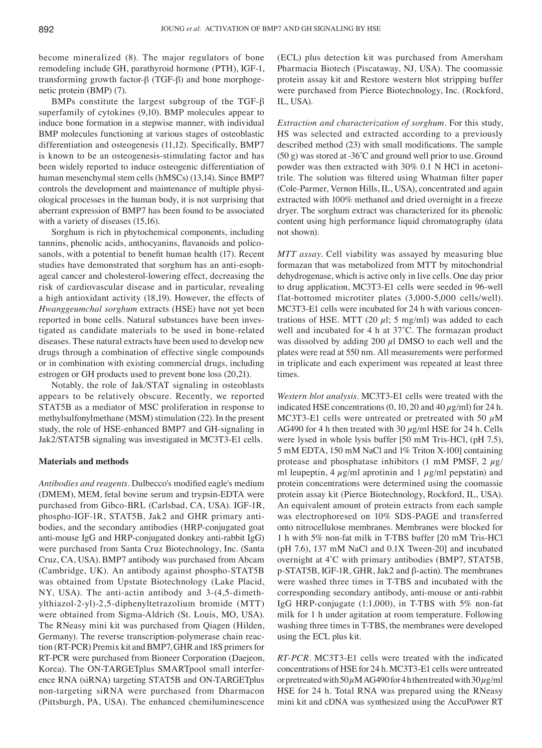become mineralized (8). The major regulators of bone remodeling include GH, parathyroid hormone (PTH), IGF-1, transforming growth factor-β (TGF-β) and bone morphogenetic protein (BMP) (7).

BMPs constitute the largest subgroup of the TGF-β superfamily of cytokines (9,10). BMP molecules appear to induce bone formation in a stepwise manner, with individual BMP molecules functioning at various stages of osteoblastic differentiation and osteogenesis (11,12). Specifically, BMP7 is known to be an osteogenesis-stimulating factor and has been widely reported to induce osteogenic differentiation of human mesenchymal stem cells (hMSCs) (13,14). Since BMP7 controls the development and maintenance of multiple physiological processes in the human body, it is not surprising that aberrant expression of BMP7 has been found to be associated with a variety of diseases (15,16).

Sorghum is rich in phytochemical components, including tannins, phenolic acids, anthocyanins, flavanoids and policosanols, with a potential to benefit human health (17). Recent studies have demonstrated that sorghum has an anti-esophageal cancer and cholesterol-lowering effect, decreasing the risk of cardiovascular disease and in particular, revealing a high antioxidant activity (18,19). However, the effects of *Hwanggeumchal sorghum* extracts (HSE) have not yet been reported in bone cells. Natural substances have been investigated as candidate materials to be used in bone-related diseases. These natural extracts have been used to develop new drugs through a combination of effective single compounds or in combination with existing commercial drugs, including estrogen or GH products used to prevent bone loss (20,21).

Notably, the role of Jak/STAT signaling in osteoblasts appears to be relatively obscure. Recently, we reported STAT5B as a mediator of MSC proliferation in response to methylsulfonylmethane (MSM) stimulation (22). In the present study, the role of HSE-enhanced BMP7 and GH-signaling in Jak2/STAT5B signaling was investigated in MC3T3-E1 cells.

## Materials and methods

*Antibodies and reagents.* Dulbecco's modified eagle's medium (DMEM), MEM, fetal bovine serum and trypsin-EDTA were purchased from Gibco-BRL (Carlsbad, CA, USA). IGF-1R, phospho-IGF-1R, STAT5B, Jak2 and GHR primary antibodies, and the secondary antibodies (HRP-conjugated goat anti-mouse IgG and HRP-conjugated donkey anti-rabbit IgG) were purchased from Santa Cruz Biotechnology, Inc. (Santa Cruz, CA, USA). BMP7 antibody was purchased from Abcam (Cambridge, UK). An antibody against phospho-STAT5B was obtained from Upstate Biotechnology (Lake Placid, NY, USA). The anti-actin antibody and 3-(4,5-dimethylthiazol-2-yl)-2,5-diphenyltetrazolium bromide (MTT) were obtained from Sigma-Aldrich (St. Louis, MO, USA). The RNeasy mini kit was purchased from Qiagen (Hilden, Germany). The reverse transcription-polymerase chain reaction (RT-PCR) Premix kit and BMP7, GHR and 18S primers for RT-PCR were purchased from Bioneer Corporation (Daejeon, Korea). The ON-TARGETplus SMARTpool small interference RNA (siRNA) targeting STAT5B and ON-TARGETplus non-targeting siRNA were purchased from Dharmacon (Pittsburgh, PA, USA). The enhanced chemiluminescence (ECL) plus detection kit was purchased from Amersham Pharmacia Biotech (Piscataway, NJ, USA). The coomassie protein assay kit and Restore western blot stripping buffer were purchased from Pierce Biotechnology, Inc. (Rockford, IL, USA).

*Extraction and characterization of sorghum.* For this study, HS was selected and extracted according to a previously described method (23) with small modifications. The sample (50 g) was stored at -36˚C and ground well prior to use. Ground powder was then extracted with 30% 0.1 N HCl in acetonitrile. The solution was filtered using Whatman filter paper (Cole-Parmer, Vernon Hills, IL, USA), concentrated and again extracted with 100% methanol and dried overnight in a freeze dryer. The sorghum extract was characterized for its phenolic content using high performance liquid chromatography (data not shown).

*MTT assay.* Cell viability was assayed by measuring blue formazan that was metabolized from MTT by mitochondrial dehydrogenase, which is active only in live cells. One day prior to drug application, MC3T3-E1 cells were seeded in 96-well flat-bottomed microtiter plates (3,000-5,000 cells/well). MC3T3-E1 cells were incubated for 24 h with various concentrations of HSE. MTT (20 µl; 5 mg/ml) was added to each well and incubated for 4 h at 37˚C. The formazan product was dissolved by adding 200 µl DMSO to each well and the plates were read at 550 nm. All measurements were performed in triplicate and each experiment was repeated at least three times.

*Western blot analysis.* MC3T3-E1 cells were treated with the indicated HSE concentrations (0, 10, 20 and 40 µg/ml) for 24 h. MC3T3-E1 cells were untreated or pretreated with 50 µM AG490 for 4 h then treated with 30 µg/ml HSE for 24 h. Cells were lysed in whole lysis buffer [50 mM Tris-HCl, (pH 7.5), 5 mM EDTA, 150 mM NaCl and 1% Triton X-100] containing protease and phosphatase inhibitors (1 mM PMSF, 2 µg/ml leupeptin, 4 µg/ml aprotinin and 1 µg/ml pepstatin) and protein concentrations were determined using the coomassie protein assay kit (Pierce Biotechnology, Rockford, IL, USA). An equivalent amount of protein extracts from each sample was electrophoresed on 10% SDS-PAGE and transferred onto nitrocellulose membranes. Membranes were blocked for 1 h with 5% non-fat milk in T-TBS buffer [20 mM Tris-HCl (pH 7.6), 137 mM NaCl and 0.1X Tween-20] and incubated overnight at 4˚C with primary antibodies (BMP7, STAT5B, p-STAT5B, IGF-1R, GHR, Jak2 and β-actin). The membranes were washed three times in T-TBS and incubated with the corresponding secondary antibody, anti-mouse or anti-rabbit IgG HRP-conjugate (1:1,000), in T-TBS with 5% non-fat milk for 1 h under agitation at room temperature. Following washing three times in T-TBS, the membranes were developed using the ECL plus kit.

*RT-PCR.* MC3T3-E1 cells were treated with the indicated concentrations of HSE for 24 h. MC3T3-E1 cells were untreated or pretreated with 50 µM AG490 for 4 h then treated with 30 µg/ml HSE for 24 h. Total RNA was prepared using the RNeasy mini kit and cDNA was synthesized using the AccuPower RT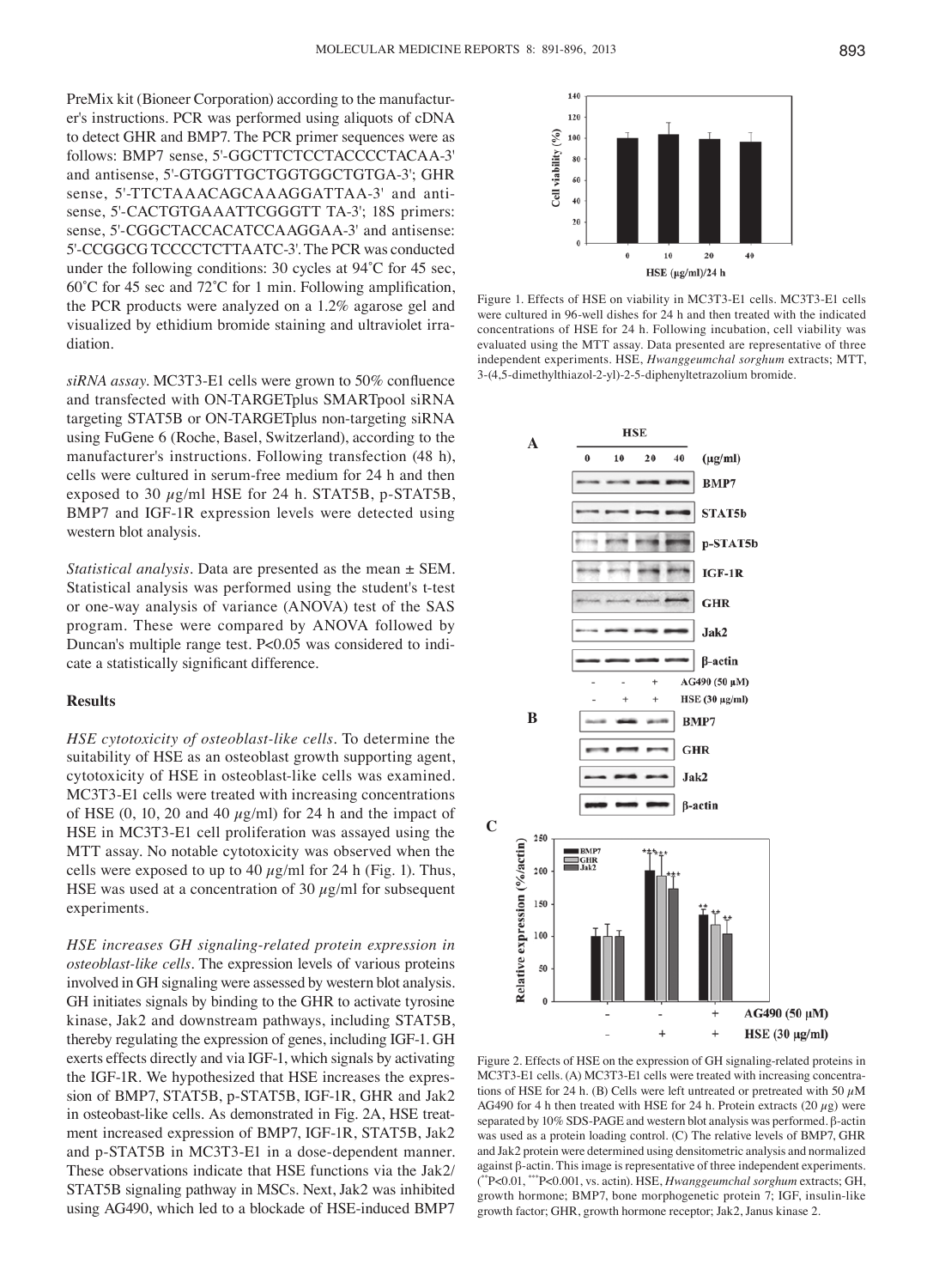PreMix kit (Bioneer Corporation) according to the manufacturer's instructions. PCR was performed using aliquots of cDNA to detect GHR and BMP7. The PCR primer sequences were as follows: BMP7 sense, 5'-GGCTTCTCCTACCCCTACAA-3' and antisense, 5'-GTGGTTGCTGGTGGCTGTGA-3'; GHR sense, 5'-TTCTAAACAGCAAAGGATTAA-3' and antisense, 5'-CACTGTGAAATTCGGGTT TA-3'; 18S primers: sense, 5'-CGGCTACCACATCCAAGGAA-3' and antisense: 5'-CCGGCG TCCCCTCTTAATC-3'. The PCR was conducted under the following conditions: 30 cycles at 94˚C for 45 sec, 60˚C for 45 sec and 72˚C for 1 min. Following amplification, the PCR products were analyzed on a 1.2% agarose gel and visualized by ethidium bromide staining and ultraviolet irradiation.

*siRNA assay.* MC3T3-E1 cells were grown to 50% confluence and transfected with ON-TARGETplus SMARTpool siRNA targeting STAT5B or ON-TARGETplus non-targeting siRNA using FuGene 6 (Roche, Basel, Switzerland), according to the manufacturer's instructions. Following transfection (48 h), cells were cultured in serum-free medium for 24 h and then exposed to 30 $\mu$g/ml HSE for 24 h. STAT5B, p-STAT5B, BMP7 and IGF-1R expression levels were detected using western blot analysis.

*Statistical analysis.* Data are presented as the mean ± SEM. Statistical analysis was performed using the student's t-test or one-way analysis of variance (ANOVA) test of the SAS program. These were compared by ANOVA followed by Duncan's multiple range test. P<0.05 was considered to indicate a statistically significant difference.

## Results

*HSE cytotoxicity of osteoblast-like cells.* To determine the suitability of HSE as an osteoblast growth supporting agent, cytotoxicity of HSE in osteoblast-like cells was examined. MC3T3-E1 cells were treated with increasing concentrations of HSE (0, 10, 20 and 40 $\mu$g/ml) for 24 h and the impact of HSE in MC3T3-E1 cell proliferation was assayed using the MTT assay. No notable cytotoxicity was observed when the cells were exposed to up to 40 $\mu$g/ml for 24 h (Fig. 1). Thus, HSE was used at a concentration of 30 $\mu$g/ml for subsequent experiments.

*HSE increases GH signaling-related protein expression in osteoblast-like cells.* The expression levels of various proteins involved in GH signaling were assessed by western blot analysis. GH initiates signals by binding to the GHR to activate tyrosine kinase, Jak2 and downstream pathways, including STAT5B, thereby regulating the expression of genes, including IGF-1. GH exerts effects directly and via IGF-1, which signals by activating the IGF-1R. We hypothesized that HSE increases the expression of BMP7, STAT5B, p-STAT5B, IGF-1R, GHR and Jak2 in osteoblast-like cells. As demonstrated in Fig. 2A, HSE treatment increased expression of BMP7, IGF-1R, STAT5B, Jak2 and p-STAT5B in MC3T3-E1 in a dose-dependent manner. These observations indicate that HSE functions via the Jak2/STAT5B signaling pathway in MSCs. Next, Jak2 was inhibited using AG490, which led to a blockade of HSE-induced BMP7

Figure 1. Effects of HSE on viability in MC3T3-E1 cells. MC3T3-E1 cells were cultured in 96-well dishes for 24 h and then treated with the indicated concentrations of HSE for 24 h. Following incubation, cell viability was evaluated using the MTT assay. Data presented are representative of three independent experiments. HSE, *Hwanggeumchal sorghum* extracts; MTT, 3-(4,5-dimethylthiazol-2-yl)-2-5-diphenyltetrazolium bromide.

Figure 2. Effects of HSE on the expression of GH signaling-related proteins in MC3T3-E1 cells. (A) MC3T3-E1 cells were treated with increasing concentrations of HSE for 24 h. (B) Cells were left untreated or pretreated with 50 $\mu$M AG490 for 4 h then treated with HSE for 24 h. Protein extracts (20 $\mu$g) were separated by 10% SDS-PAGE and western blot analysis was performed. β-actin was used as a protein loading control. (C) The relative levels of BMP7, GHR and Jak2 protein were determined using densitometric analysis and normalized against β-actin. This image is representative of three independent experiments. (**P<0.01, ***P<0.001, vs. actin). HSE, *Hwanggeumchal sorghum* extracts; GH, growth hormone; BMP7, bone morphogenetic protein 7; IGF, insulin-like growth factor; GHR, growth hormone receptor; Jak2, Janus kinase 2.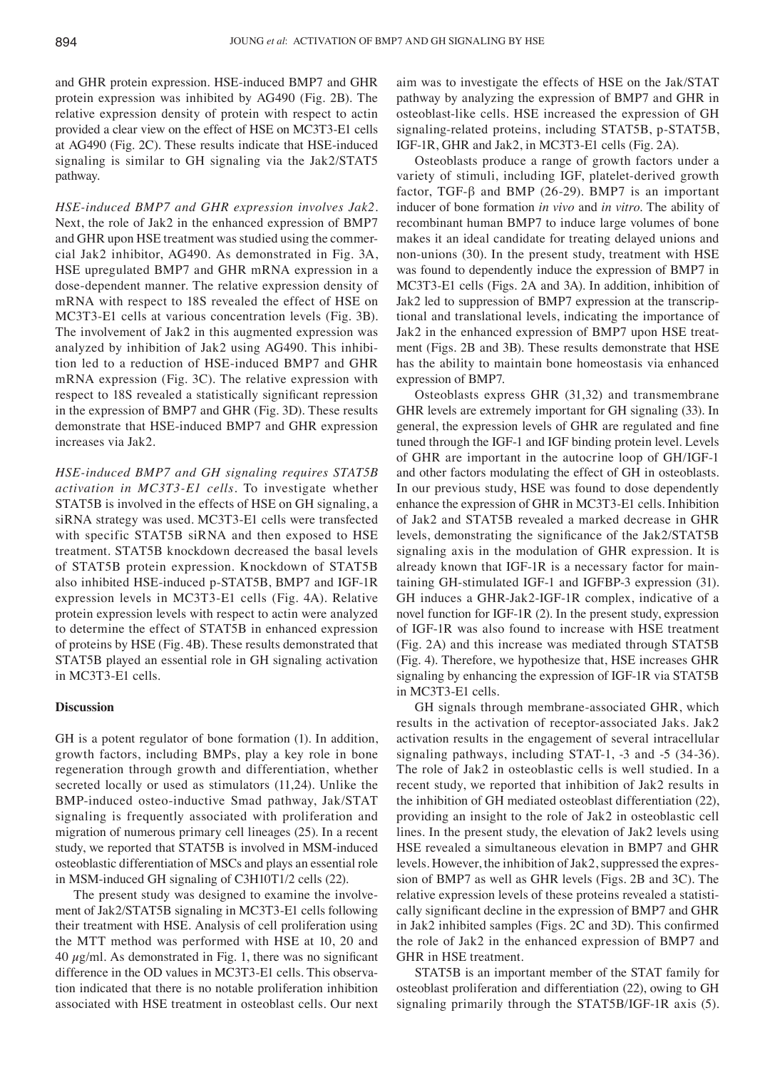and GHR protein expression. HSE-induced BMP7 and GHR protein expression was inhibited by AG490 (Fig. 2B). The relative expression density of protein with respect to actin provided a clear view on the effect of HSE on MC3T3-E1 cells at AG490 (Fig. 2C). These results indicate that HSE-induced signaling is similar to GH signaling via the Jak2/STAT5 pathway.

*HSE-induced BMP7 and GHR expression involves Jak2.* Next, the role of Jak2 in the enhanced expression of BMP7 and GHR upon HSE treatment was studied using the commercial Jak2 inhibitor, AG490. As demonstrated in Fig. 3A, HSE upregulated BMP7 and GHR mRNA expression in a dose-dependent manner. The relative expression density of mRNA with respect to 18S revealed the effect of HSE on MC3T3-E1 cells at various concentration levels (Fig. 3B). The involvement of Jak2 in this augmented expression was analyzed by inhibition of Jak2 using AG490. This inhibition led to a reduction of HSE-induced BMP7 and GHR mRNA expression (Fig. 3C). The relative expression with respect to 18S revealed a statistically significant repression in the expression of BMP7 and GHR (Fig. 3D). These results demonstrate that HSE-induced BMP7 and GHR expression increases via Jak2.

*HSE-induced BMP7 and GH signaling requires STAT5B activation in MC3T3-E1 cells.* To investigate whether STAT5B is involved in the effects of HSE on GH signaling, a siRNA strategy was used. MC3T3-E1 cells were transfected with specific STAT5B siRNA and then exposed to HSE treatment. STAT5B knockdown decreased the basal levels of STAT5B protein expression. Knockdown of STAT5B also inhibited HSE-induced p-STAT5B, BMP7 and IGF-1R expression levels in MC3T3-E1 cells (Fig. 4A). Relative protein expression levels with respect to actin were analyzed to determine the effect of STAT5B in enhanced expression of proteins by HSE (Fig. 4B). These results demonstrated that STAT5B played an essential role in GH signaling activation in MC3T3-E1 cells.

## Discussion

GH is a potent regulator of bone formation (1). In addition, growth factors, including BMPs, play a key role in bone regeneration through growth and differentiation, whether secreted locally or used as stimulators (11,24). Unlike the BMP-induced osteo-inductive Smad pathway, Jak/STAT signaling is frequently associated with proliferation and migration of numerous primary cell lineages (25). In a recent study, we reported that STAT5B is involved in MSM-induced osteoblastic differentiation of MSCs and plays an essential role in MSM-induced GH signaling of C3H10T1/2 cells (22).

The present study was designed to examine the involvement of Jak2/STAT5B signaling in MC3T3-E1 cells following their treatment with HSE. Analysis of cell proliferation using the MTT method was performed with HSE at 10, 20 and 40 $\mu$g/ml. As demonstrated in Fig. 1, there was no significant difference in the OD values in MC3T3-E1 cells. This observation indicated that there is no notable proliferation inhibition associated with HSE treatment in osteoblast cells. Our next aim was to investigate the effects of HSE on the Jak/STAT pathway by analyzing the expression of BMP7 and GHR in osteoblast-like cells. HSE increased the expression of GH signaling-related proteins, including STAT5B, p-STAT5B, IGF-1R, GHR and Jak2, in MC3T3-E1 cells (Fig. 2A).

Osteoblasts produce a range of growth factors under a variety of stimuli, including IGF, platelet-derived growth factor, TGF-β and BMP (26-29). BMP7 is an important inducer of bone formation *in vivo* and *in vitro*. The ability of recombinant human BMP7 to induce large volumes of bone makes it an ideal candidate for treating delayed unions and non-unions (30). In the present study, treatment with HSE was found to dependently induce the expression of BMP7 in MC3T3-E1 cells (Figs. 2A and 3A). In addition, inhibition of Jak2 led to suppression of BMP7 expression at the transcriptional and translational levels, indicating the importance of Jak2 in the enhanced expression of BMP7 upon HSE treatment (Figs. 2B and 3B). These results demonstrate that HSE has the ability to maintain bone homeostasis via enhanced expression of BMP7.

Osteoblasts express GHR (31,32) and transmembrane GHR levels are extremely important for GH signaling (33). In general, the expression levels of GHR are regulated and fine tuned through the IGF-1 and IGF binding protein level. Levels of GHR are important in the autocrine loop of GH/IGF-1 and other factors modulating the effect of GH in osteoblasts. In our previous study, HSE was found to dose dependently enhance the expression of GHR in MC3T3-E1 cells. Inhibition of Jak2 and STAT5B revealed a marked decrease in GHR levels, demonstrating the significance of the Jak2/STAT5B signaling axis in the modulation of GHR expression. It is already known that IGF-1R is a necessary factor for maintaining GH-stimulated IGF-1 and IGFBP-3 expression (31). GH induces a GHR-Jak2-IGF-1R complex, indicative of a novel function for IGF-1R (2). In the present study, expression of IGF-1R was also found to increase with HSE treatment (Fig. 2A) and this increase was mediated through STAT5B (Fig. 4). Therefore, we hypothesize that, HSE increases GHR signaling by enhancing the expression of IGF-1R via STAT5B in MC3T3-E1 cells.

GH signals through membrane-associated GHR, which results in the activation of receptor-associated Jaks. Jak2 activation results in the engagement of several intracellular signaling pathways, including STAT-1, -3 and -5 (34-36). The role of Jak2 in osteoblastic cells is well studied. In a recent study, we reported that inhibition of Jak2 results in the inhibition of GH mediated osteoblast differentiation (22), providing an insight to the role of Jak2 in osteoblastic cell lines. In the present study, the elevation of Jak2 levels using HSE revealed a simultaneous elevation in BMP7 and GHR levels. However, the inhibition of Jak2, suppressed the expression of BMP7 as well as GHR levels (Figs. 2B and 3C). The relative expression levels of these proteins revealed a statistically significant decline in the expression of BMP7 and GHR in Jak2 inhibited samples (Figs. 2C and 3D). This confirmed the role of Jak2 in the enhanced expression of BMP7 and GHR in HSE treatment.

STAT5B is an important member of the STAT family for osteoblast proliferation and differentiation (22), owing to GH signaling primarily through the STAT5B/IGF-1R axis (5).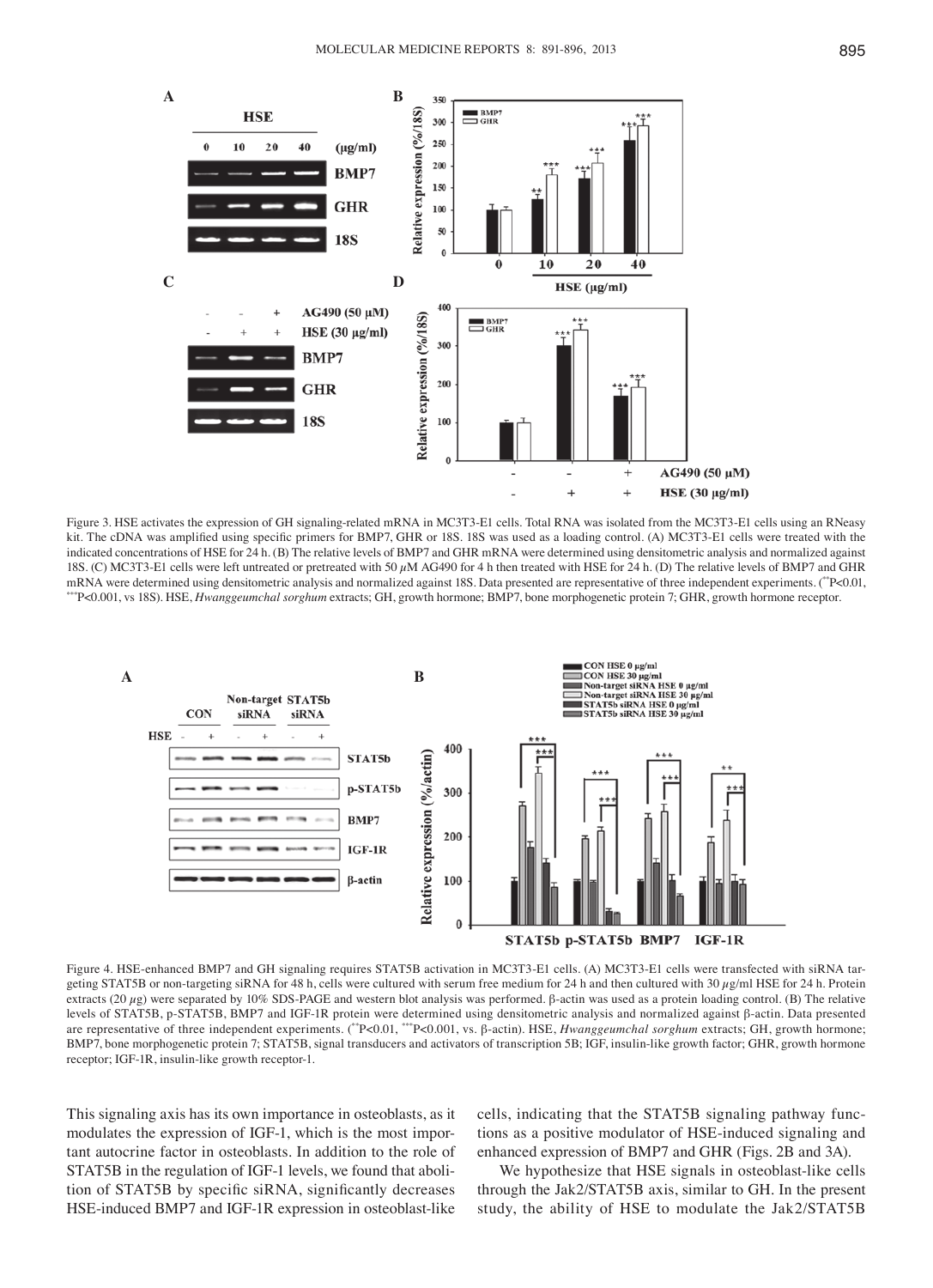Figure 3. HSE activates the expression of GH signaling-related mRNA in MC3T3-E1 cells. Total RNA was isolated from the MC3T3-E1 cells using an RNeasy kit. The cDNA was amplified using specific primers for BMP7, GHR or 18S. 18S was used as a loading control. (A) MC3T3-E1 cells were treated with the indicated concentrations of HSE for 24 h. (B) The relative levels of BMP7 and GHR mRNA were determined using densitometric analysis and normalized against 18S. (C) MC3T3-E1 cells were left untreated or pretreated with 50 $\mu$M AG490 for 4 h then treated with HSE for 24 h. (D) The relative levels of BMP7 and GHR mRNA were determined using densitometric analysis and normalized against 18S. Data presented are representative of three independent experiments. (**P<0.01, ***P<0.001, vs 18S). HSE, *Hwanggeumchal sorghum* extracts; GH, growth hormone; BMP7, bone morphogenetic protein 7; GHR, growth hormone receptor.

Figure 4. HSE-enhanced BMP7 and GH signaling requires STAT5B activation in MC3T3-E1 cells. (A) MC3T3-E1 cells were transfected with siRNA targeting STAT5B or non-targeting siRNA for 48 h, cells were cultured with serum free medium for 24 h and then cultured with 30 $\mu$g/ml HSE for 24 h. Protein extracts (20 $\mu$g) were separated by 10% SDS-PAGE and western blot analysis was performed. β-actin was used as a protein loading control. (B) The relative levels of STAT5B, p-STAT5B, BMP7 and IGF-1R protein were determined using densitometric analysis and normalized against β-actin. Data presented are representative of three independent experiments. (**P<0.01, ***P<0.001, vs. β-actin). HSE, *Hwanggeumchal sorghum* extracts; GH, growth hormone; BMP7, bone morphogenetic protein 7; STAT5B, signal transducers and activators of transcription 5B; IGF, insulin-like growth factor; GHR, growth hormone receptor; IGF-1R, insulin-like growth receptor-1.

This signaling axis has its own importance in osteoblasts, as it modulates the expression of IGF-1, which is the most important autocrine factor in osteoblasts. In addition to the role of STAT5B in the regulation of IGF-1 levels, we found that abolition of STAT5B by specific siRNA, significantly decreases HSE-induced BMP7 and IGF-1R expression in osteoblast-like cells, indicating that the STAT5B signaling pathway functions as a positive modulator of HSE-induced signaling and enhanced expression of BMP7 and GHR (Figs. 2B and 3A).

We hypothesize that HSE signals in osteoblast-like cells through the Jak2/STAT5B axis, similar to GH. In the present study, the ability of HSE to modulate the Jak2/STAT5B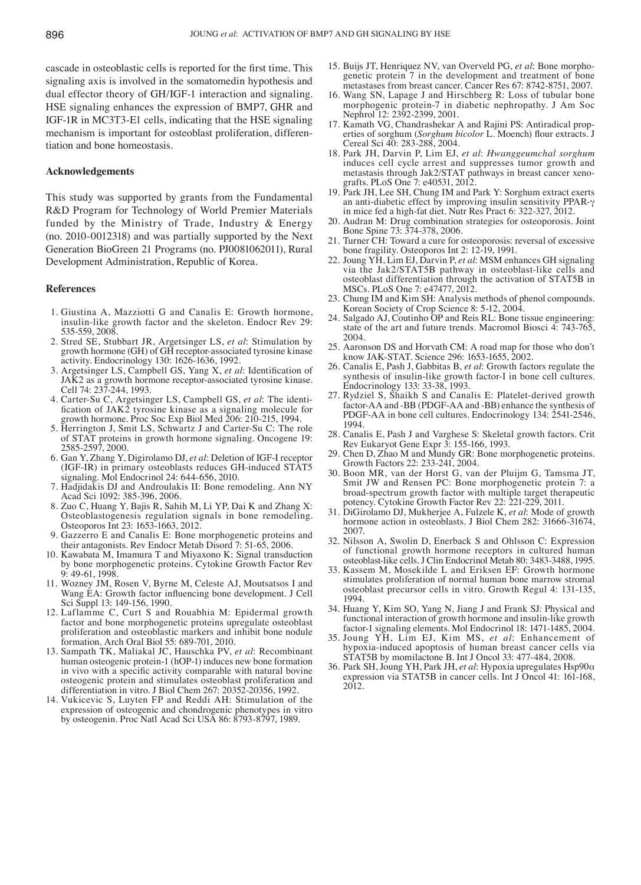cascade in osteoblastic cells is reported for the first time. This signaling axis is involved in the somatomedin hypothesis and dual effector theory of GH/IGF-1 interaction and signaling. HSE signaling enhances the expression of BMP7, GHR and IGF-1R in MC3T3-E1 cells, indicating that the HSE signaling mechanism is important for osteoblast proliferation, differentiation and bone homeostasis.

## Acknowledgements

This study was supported by grants from the Fundamental R&D Program for Technology of World Premier Materials funded by the Ministry of Trade, Industry & Energy (no. 2010-0012318) and was partially supported by the Next Generation BioGreen 21 Programs (no. PJ0081062011), Rural Development Administration, Republic of Korea.

## References

1. Giustina A, Mazziotti G and Canalis E: Growth hormone, insulin-like growth factor and the skeleton. Endocr Rev 29: 535-559, 2008.
2. Stred SE, Stubbart JR, Argetsinger LS, *et al*: Stimulation by growth hormone (GH) of GH receptor-associated tyrosine kinase activity. Endocrinology 130: 1626-1636, 1992.
3. Argetsinger LS, Campbell GS, Yang X, *et al*: Identification of JAK2 as a growth hormone receptor-associated tyrosine kinase. Cell 74: 237-244, 1993.
4. Carter-Su C, Argetsinger LS, Campbell GS, *et al*: The identification of JAK2 tyrosine kinase as a signaling molecule for growth hormone. Proc Soc Exp Biol Med 206: 210-215, 1994.
5. Herrington J, Smit LS, Schwartz J and Carter-Su C: The role of STAT proteins in growth hormone signaling. Oncogene 19: 2585-2597, 2000.
6. Gan Y, Zhang Y, Digirolamo DJ, *et al*: Deletion of IGF-I receptor (IGF-IR) in primary osteoblasts reduces GH-induced STAT5 signaling. Mol Endocrinol 24: 644-656, 2010.
7. Hadjidakis DJ and Androulakis II: Bone remodeling. Ann NY Acad Sci 1092: 385-396, 2006.
8. Zuo C, Huang Y, Bajis R, Sahih M, Li YP, Dai K and Zhang X: Osteoblastogenesis regulation signals in bone remodeling. Osteoporos Int 23: 1653-1663, 2012.
9. Gazzerro E and Canalis E: Bone morphogenetic proteins and their antagonists. Rev Endocr Metab Disord 7: 51-65, 2006.
10. Kawabata M, Imamura T and Miyaxono K: Signal transduction by bone morphogenetic proteins. Cytokine Growth Factor Rev 9: 49-61, 1998.
11. Wozney JM, Rosen V, Byrne M, Celeste AJ, Moutsatsos I and Wang EA: Growth factor influencing bone development. J Cell Sci Suppl 13: 149-156, 1990.
12. Laflamme C, Curt S and Rouabhia M: Epidermal growth factor and bone morphogenetic proteins upregulate osteoblast proliferation and osteoblastic markers and inhibit bone nodule formation. Arch Oral Biol 55: 689-701, 2010.
13. Sampath TK, Maliakal JC, Hauschka PV, *et al*: Recombinant human osteogenic protein-1 (hOP-1) induces new bone formation in vivo with a specific activity comparable with natural bovine osteogenic protein and stimulates osteoblast proliferation and differentiation in vitro. J Biol Chem 267: 20352-20356, 1992.
14. Vukicevic S, Luyten FP and Reddi AH: Stimulation of the expression of osteogenic and chondrogenic phenotypes in vitro by osteogenin. Proc Natl Acad Sci USA 86: 8793-8797, 1989.
15. Buijs JT, Henriquez NV, van Overveld PG, *et al*: Bone morphogenetic protein 7 in the development and treatment of bone metastases from breast cancer. Cancer Res 67: 8742-8751, 2007.
16. Wang SN, Lapage J and Hirschberg R: Loss of tubular bone morphogenic protein-7 in diabetic nephropathy. J Am Soc Nephrol 12: 2392-2399, 2001.
17. Kamath VG, Chandrashekar A and Rajini PS: Antiradical properties of sorghum (*Sorghum bicolor* L. Moench) flour extracts. J Cereal Sci 40: 283-288, 2004.
18. Park JH, Darvin P, Lim EJ, *et al*: *Hwanggeumchal sorghum* induces cell cycle arrest and suppresses tumor growth and metastasis through Jak2/STAT pathways in breast cancer xenografts. PLoS One 7: e40531, 2012.
19. Park JH, Lee SH, Chung IM and Park Y: Sorghum extract exerts an anti-diabetic effect by improving insulin sensitivity PPAR-γ in mice fed a high-fat diet. Nutr Res Pract 6: 322-327, 2012.
20. Audran M: Drug combination strategies for osteoporosis. Joint Bone Spine 73: 374-378, 2006.
21. Turner CH: Toward a cure for osteoporosis: reversal of excessive bone fragility. Osteoporos Int 2: 12-19, 1991.
22. Joung YH, Lim EJ, Darvin P, *et al*: MSM enhances GH signaling via the Jak2/STAT5B pathway in osteoblast-like cells and osteoblast differentiation through the activation of STAT5B in MSCs. PLoS One 7: e47477, 2012.
23. Chung IM and Kim SH: Analysis methods of phenol compounds. Korean Society of Crop Science 8: 5-12, 2004.
24. Salgado AJ, Coutinho OP and Reis RL: Bone tissue engineering: state of the art and future trends. Macromol Biosci 4: 743-765, 2004.
25. Aaronson DS and Horvath CM: A road map for those who don't know JAK-STAT. Science 296: 1653-1655, 2002.
26. Canalis E, Pash J, Gabbitas B, *et al*: Growth factors regulate the synthesis of insulin-like growth factor-I in bone cell cultures. Endocrinology 133: 33-38, 1993.
27. Rydziel S, Shaikh S and Canalis E: Platelet-derived growth factor-AA and -BB (PDGF-AA and -BB) enhance the synthesis of PDGF-AA in bone cell cultures. Endocrinology 134: 2541-2546, 1994.
28. Canalis E, Pash J and Varghese S: Skeletal growth factors. Crit Rev Eukaryot Gene Expr 3: 155-166, 1993.
29. Chen D, Zhao M and Mundy GR: Bone morphogenetic proteins. Growth Factors 22: 233-241, 2004.
30. Boon MR, van der Horst G, van der Pluijm G, Tamsma JT, Smit JW and Rensen PC: Bone morphogenetic protein 7: a broad-spectrum growth factor with multiple target therapeutic potency. Cytokine Growth Factor Rev 22: 221-229, 2011.
31. DiGirolamo DJ, Mukherjee A, Fulzele K, *et al*: Mode of growth hormone action in osteoblasts. J Biol Chem 282: 31666-31674, 2007.
32. Nilsson A, Swolin D, Enerback S and Ohlsson C: Expression of functional growth hormone receptors in cultured human osteoblast-like cells. J Clin Endocrinol Metab 80: 3483-3488, 1995.
33. Kassem M, Mosekilde L and Eriksen EF: Growth hormone stimulates proliferation of normal human bone marrow stromal osteoblast precursor cells in vitro. Growth Regul 4: 131-135, 1994.
34. Huang Y, Kim SO, Yang N, Jiang J and Frank SJ: Physical and functional interaction of growth hormone and insulin-like growth factor-1 signaling elements. Mol Endocrinol 18: 1471-1485, 2004.
35. Joung YH, Lim EJ, Kim MS, *et al*: Enhancement of hypoxia-induced apoptosis of human breast cancer cells via STAT5B by momilactone B. Int J Oncol 33: 477-484, 2008.
36. Park SH, Joung YH, Park JH, *et al*: Hypoxia upregulates Hsp90α expression via STAT5B in cancer cells. Int J Oncol 41: 161-168, 2012.